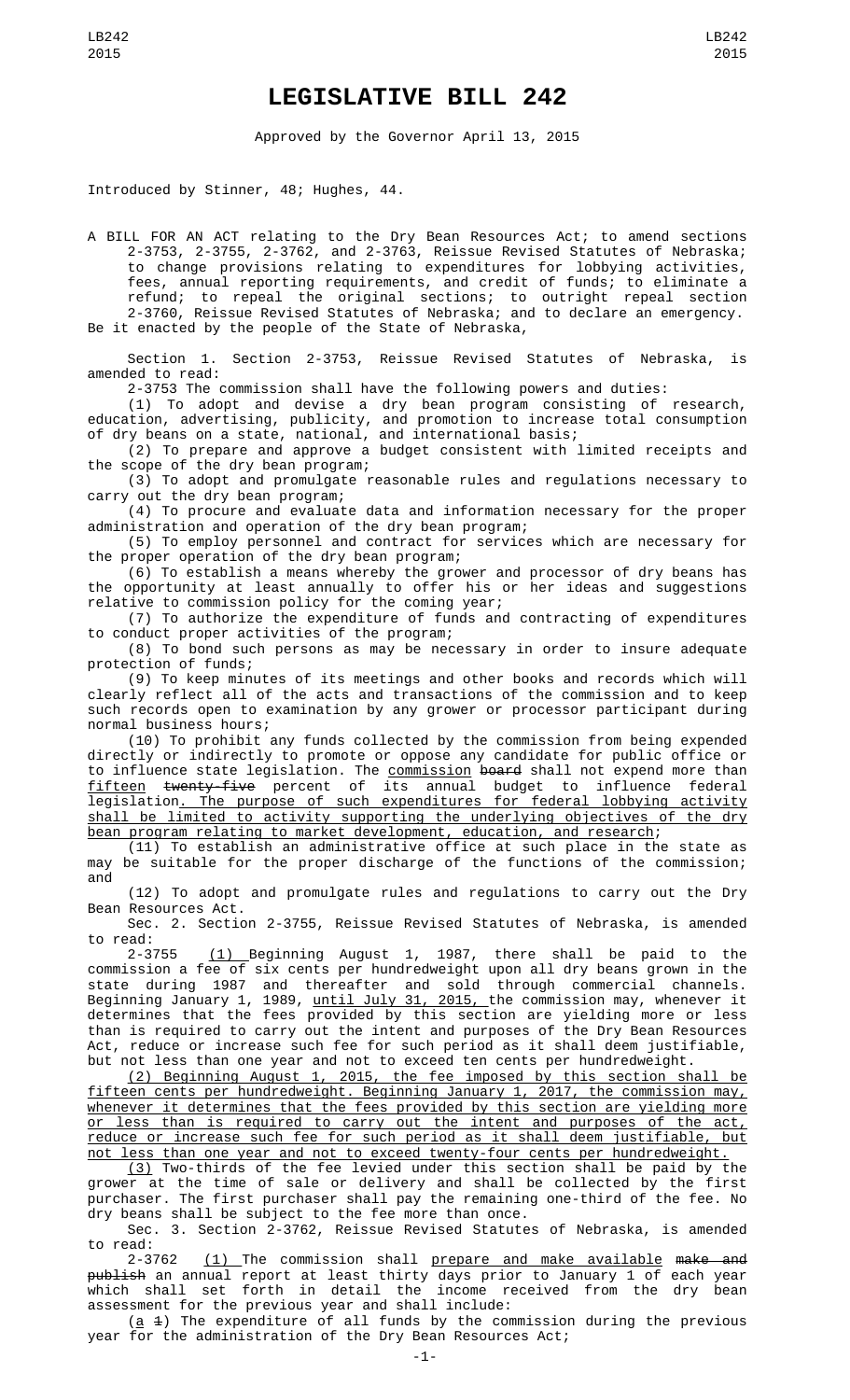# LEGISLATIVE BILL 242

Approved by the Governor April 13, 2015

Introduced by Stinner, 48; Hughes, 44.

A BILL FOR AN ACT relating to the Dry Bean Resources Act; to amend sections 2-3753, 2-3755, 2-3762, and 2-3763, Reissue Revised Statutes of Nebraska; to change provisions relating to expenditures for lobbying activities, fees, annual reporting requirements, and credit of funds; to eliminate a refund; to repeal the original sections; to outright repeal section 2-3760, Reissue Revised Statutes of Nebraska; and to declare an emergency.

Be it enacted by the people of the State of Nebraska,

Section 1. Section 2-3753, Reissue Revised Statutes of Nebraska, is amended to read:

2-3753 The commission shall have the following powers and duties:

(1) To adopt and devise a dry bean program consisting of research, education, advertising, publicity, and promotion to increase total consumption of dry beans on a state, national, and international basis;

(2) To prepare and approve a budget consistent with limited receipts and the scope of the dry bean program;

(3) To adopt and promulgate reasonable rules and regulations necessary to carry out the dry bean program;

(4) To procure and evaluate data and information necessary for the proper administration and operation of the dry bean program;

(5) To employ personnel and contract for services which are necessary for the proper operation of the dry bean program;

(6) To establish a means whereby the grower and processor of dry beans has the opportunity at least annually to offer his or her ideas and suggestions relative to commission policy for the coming year;

(7) To authorize the expenditure of funds and contracting of expenditures to conduct proper activities of the program;

(8) To bond such persons as may be necessary in order to insure adequate protection of funds;

(9) To keep minutes of its meetings and other books and records which will clearly reflect all of the acts and transactions of the commission and to keep such records open to examination by any grower or processor participant during normal business hours;

(10) To prohibit any funds collected by the commission from being expended directly or indirectly to promote or oppose any candidate for public office or to influence state legislation. The commission ~~board~~ shall not expend more than fifteen ~~twenty-five~~ percent of its annual budget to influence federal legislation. The purpose of such expenditures for federal lobbying activity shall be limited to activity supporting the underlying objectives of the dry bean program relating to market development, education, and research;

(11) To establish an administrative office at such place in the state as may be suitable for the proper discharge of the functions of the commission; and

(12) To adopt and promulgate rules and regulations to carry out the Dry Bean Resources Act.

Sec. 2. Section 2-3755, Reissue Revised Statutes of Nebraska, is amended to read:

2-3755 (1) Beginning August 1, 1987, there shall be paid to the commission a fee of six cents per hundredweight upon all dry beans grown in the state during 1987 and thereafter and sold through commercial channels. Beginning January 1, 1989, until July 31, 2015, the commission may, whenever it determines that the fees provided by this section are yielding more or less than is required to carry out the intent and purposes of the Dry Bean Resources Act, reduce or increase such fee for such period as it shall deem justifiable, but not less than one year and not to exceed ten cents per hundredweight.

(2) Beginning August 1, 2015, the fee imposed by this section shall be fifteen cents per hundredweight. Beginning January 1, 2017, the commission may, whenever it determines that the fees provided by this section are yielding more or less than is required to carry out the intent and purposes of the act, reduce or increase such fee for such period as it shall deem justifiable, but not less than one year and not to exceed twenty-four cents per hundredweight.

(3) Two-thirds of the fee levied under this section shall be paid by the grower at the time of sale or delivery and shall be collected by the first purchaser. The first purchaser shall pay the remaining one-third of the fee. No dry beans shall be subject to the fee more than once.

Sec. 3. Section 2-3762, Reissue Revised Statutes of Nebraska, is amended to read:

2-3762 (1) The commission shall prepare and make available ~~make and publish~~ an annual report at least thirty days prior to January 1 of each year which shall set forth in detail the income received from the dry bean assessment for the previous year and shall include:

(a ~~1~~) The expenditure of all funds by the commission during the previous year for the administration of the Dry Bean Resources Act;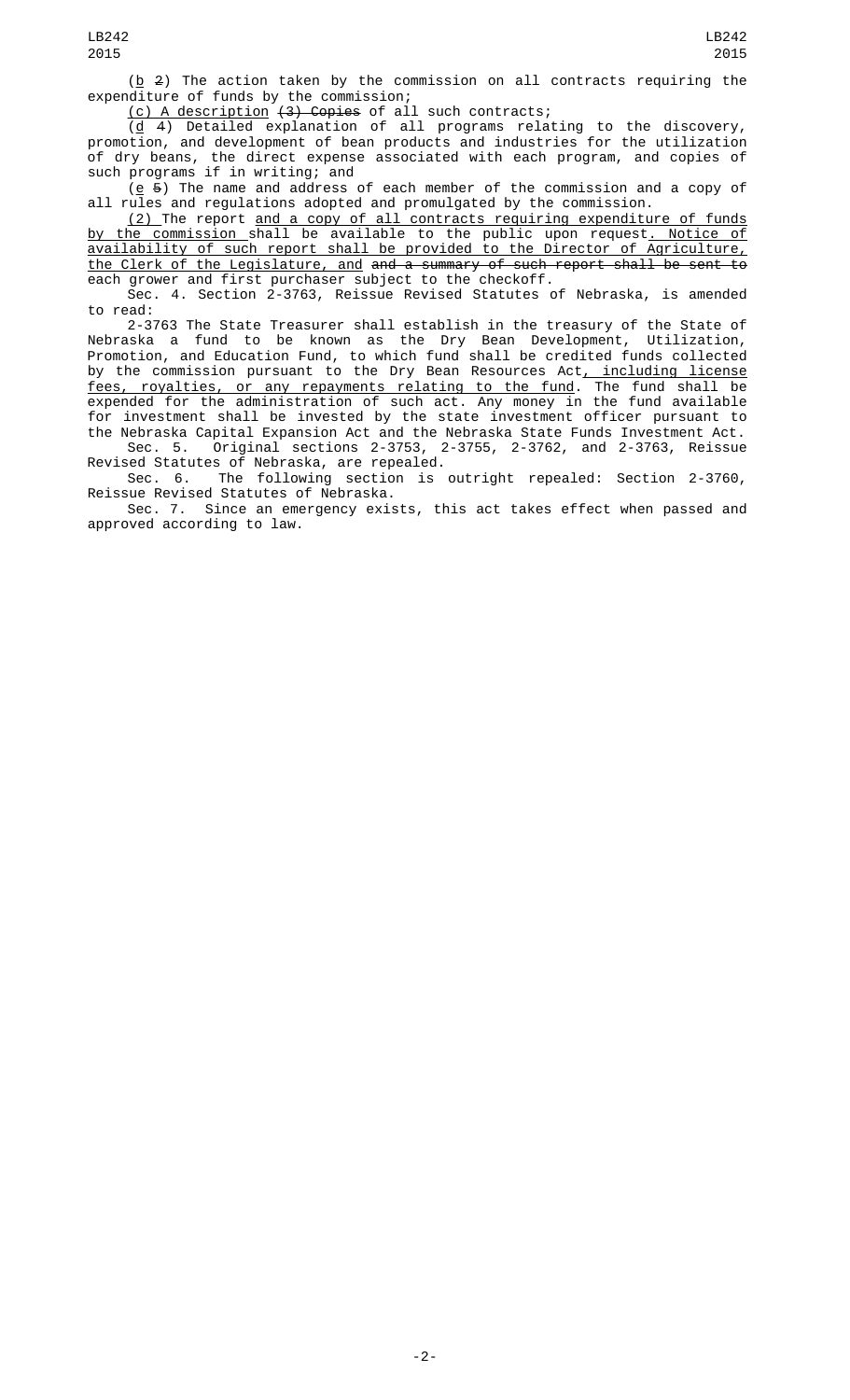(b 2) The action taken by the commission on all contracts requiring the expenditure of funds by the commission;

(c) A description (3) Copies of all such contracts;

(d 4) Detailed explanation of all programs relating to the discovery, promotion, and development of bean products and industries for the utilization of dry beans, the direct expense associated with each program, and copies of such programs if in writing; and

(e 5) The name and address of each member of the commission and a copy of all rules and regulations adopted and promulgated by the commission.

(2) The report and a copy of all contracts requiring expenditure of funds by the commission shall be available to the public upon request. Notice of availability of such report shall be provided to the Director of Agriculture, the Clerk of the Legislature, and and a summary of such report shall be sent to each grower and first purchaser subject to the checkoff.

Sec. 4. Section 2-3763, Reissue Revised Statutes of Nebraska, is amended to read:

2-3763 The State Treasurer shall establish in the treasury of the State of Nebraska a fund to be known as the Dry Bean Development, Utilization, Promotion, and Education Fund, to which fund shall be credited funds collected by the commission pursuant to the Dry Bean Resources Act, including license fees, royalties, or any repayments relating to the fund. The fund shall be expended for the administration of such act. Any money in the fund available for investment shall be invested by the state investment officer pursuant to the Nebraska Capital Expansion Act and the Nebraska State Funds Investment Act.

Sec. 5. Original sections 2-3753, 2-3755, 2-3762, and 2-3763, Reissue Revised Statutes of Nebraska, are repealed.

Sec. 6. The following section is outright repealed: Section 2-3760, Reissue Revised Statutes of Nebraska.

Sec. 7. Since an emergency exists, this act takes effect when passed and approved according to law.